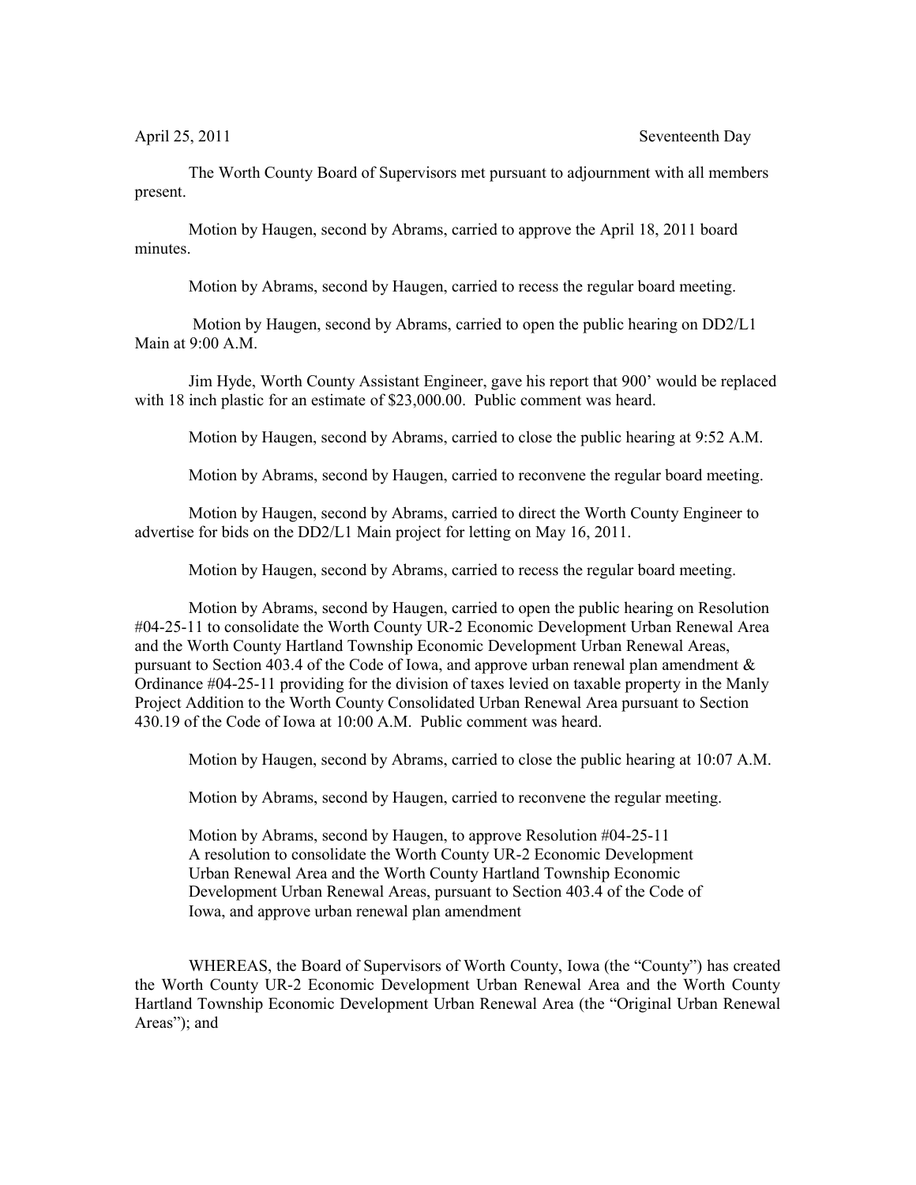April 25, 2011 Seventeenth Day

The Worth County Board of Supervisors met pursuant to adjournment with all members present.

Motion by Haugen, second by Abrams, carried to approve the April 18, 2011 board minutes.

Motion by Abrams, second by Haugen, carried to recess the regular board meeting.

Motion by Haugen, second by Abrams, carried to open the public hearing on DD2/L1 Main at 9:00 A.M.

Jim Hyde, Worth County Assistant Engineer, gave his report that 900' would be replaced with 18 inch plastic for an estimate of $23,000.00. Public comment was heard.

Motion by Haugen, second by Abrams, carried to close the public hearing at 9:52 A.M.

Motion by Abrams, second by Haugen, carried to reconvene the regular board meeting.

Motion by Haugen, second by Abrams, carried to direct the Worth County Engineer to advertise for bids on the DD2/L1 Main project for letting on May 16, 2011.

Motion by Haugen, second by Abrams, carried to recess the regular board meeting.

Motion by Abrams, second by Haugen, carried to open the public hearing on Resolution #04-25-11 to consolidate the Worth County UR-2 Economic Development Urban Renewal Area and the Worth County Hartland Township Economic Development Urban Renewal Areas, pursuant to Section 403.4 of the Code of Iowa, and approve urban renewal plan amendment & Ordinance #04-25-11 providing for the division of taxes levied on taxable property in the Manly Project Addition to the Worth County Consolidated Urban Renewal Area pursuant to Section 430.19 of the Code of Iowa at 10:00 A.M. Public comment was heard.

Motion by Haugen, second by Abrams, carried to close the public hearing at 10:07 A.M.

Motion by Abrams, second by Haugen, carried to reconvene the regular meeting.

Motion by Abrams, second by Haugen, to approve Resolution #04-25-11
A resolution to consolidate the Worth County UR-2 Economic Development Urban Renewal Area and the Worth County Hartland Township Economic Development Urban Renewal Areas, pursuant to Section 403.4 of the Code of Iowa, and approve urban renewal plan amendment

WHEREAS, the Board of Supervisors of Worth County, Iowa (the "County") has created the Worth County UR-2 Economic Development Urban Renewal Area and the Worth County Hartland Township Economic Development Urban Renewal Area (the "Original Urban Renewal Areas"); and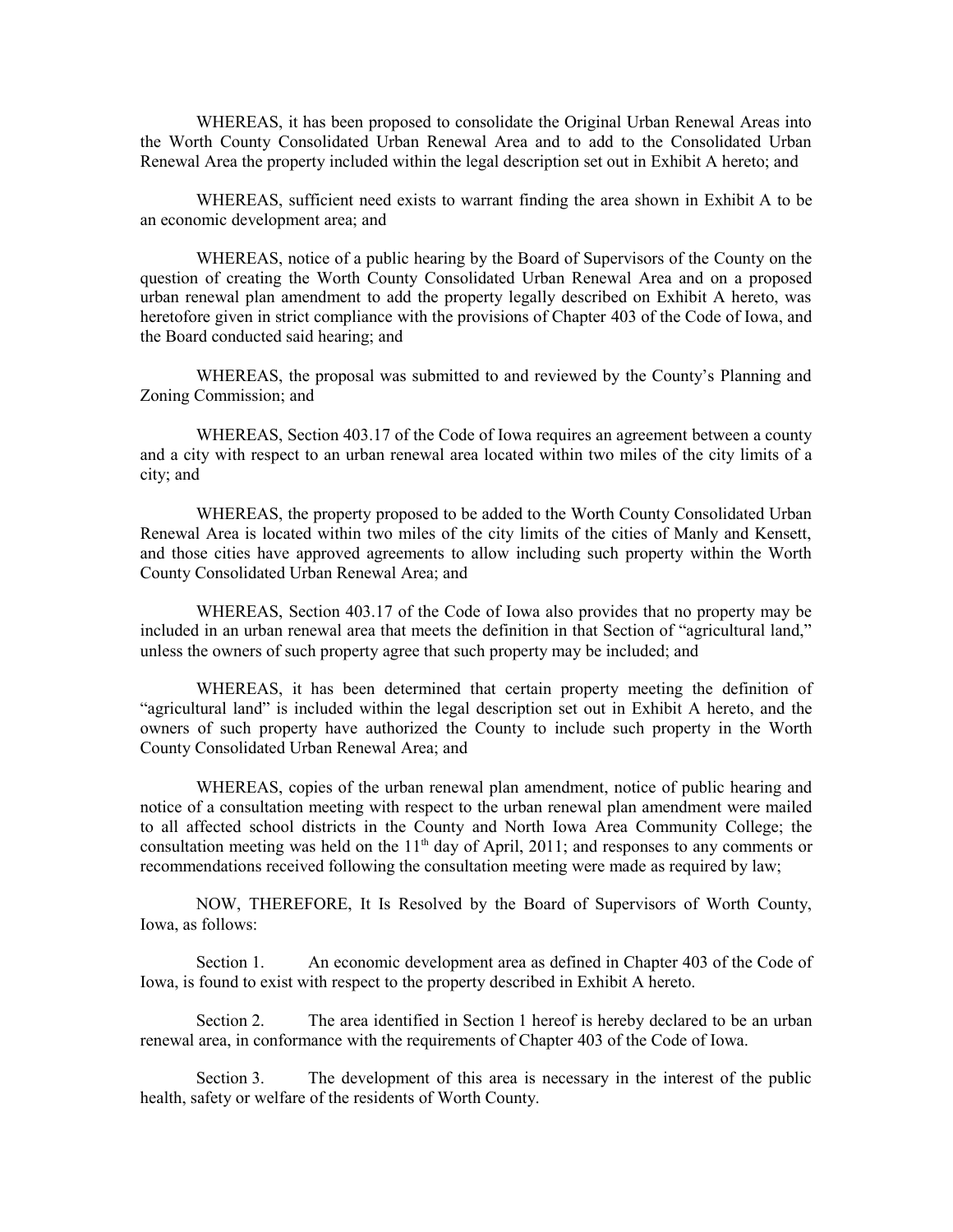WHEREAS, it has been proposed to consolidate the Original Urban Renewal Areas into the Worth County Consolidated Urban Renewal Area and to add to the Consolidated Urban Renewal Area the property included within the legal description set out in Exhibit A hereto; and

WHEREAS, sufficient need exists to warrant finding the area shown in Exhibit A to be an economic development area; and

WHEREAS, notice of a public hearing by the Board of Supervisors of the County on the question of creating the Worth County Consolidated Urban Renewal Area and on a proposed urban renewal plan amendment to add the property legally described on Exhibit A hereto, was heretofore given in strict compliance with the provisions of Chapter 403 of the Code of Iowa, and the Board conducted said hearing; and

WHEREAS, the proposal was submitted to and reviewed by the County's Planning and Zoning Commission; and

WHEREAS, Section 403.17 of the Code of Iowa requires an agreement between a county and a city with respect to an urban renewal area located within two miles of the city limits of a city; and

WHEREAS, the property proposed to be added to the Worth County Consolidated Urban Renewal Area is located within two miles of the city limits of the cities of Manly and Kensett, and those cities have approved agreements to allow including such property within the Worth County Consolidated Urban Renewal Area; and

WHEREAS, Section 403.17 of the Code of Iowa also provides that no property may be included in an urban renewal area that meets the definition in that Section of "agricultural land," unless the owners of such property agree that such property may be included; and

WHEREAS, it has been determined that certain property meeting the definition of "agricultural land" is included within the legal description set out in Exhibit A hereto, and the owners of such property have authorized the County to include such property in the Worth County Consolidated Urban Renewal Area; and

WHEREAS, copies of the urban renewal plan amendment, notice of public hearing and notice of a consultation meeting with respect to the urban renewal plan amendment were mailed to all affected school districts in the County and North Iowa Area Community College; the consultation meeting was held on the 11th day of April, 2011; and responses to any comments or recommendations received following the consultation meeting were made as required by law;

NOW, THEREFORE, It Is Resolved by the Board of Supervisors of Worth County, Iowa, as follows:

Section 1. An economic development area as defined in Chapter 403 of the Code of Iowa, is found to exist with respect to the property described in Exhibit A hereto.

Section 2. The area identified in Section 1 hereof is hereby declared to be an urban renewal area, in conformance with the requirements of Chapter 403 of the Code of Iowa.

Section 3. The development of this area is necessary in the interest of the public health, safety or welfare of the residents of Worth County.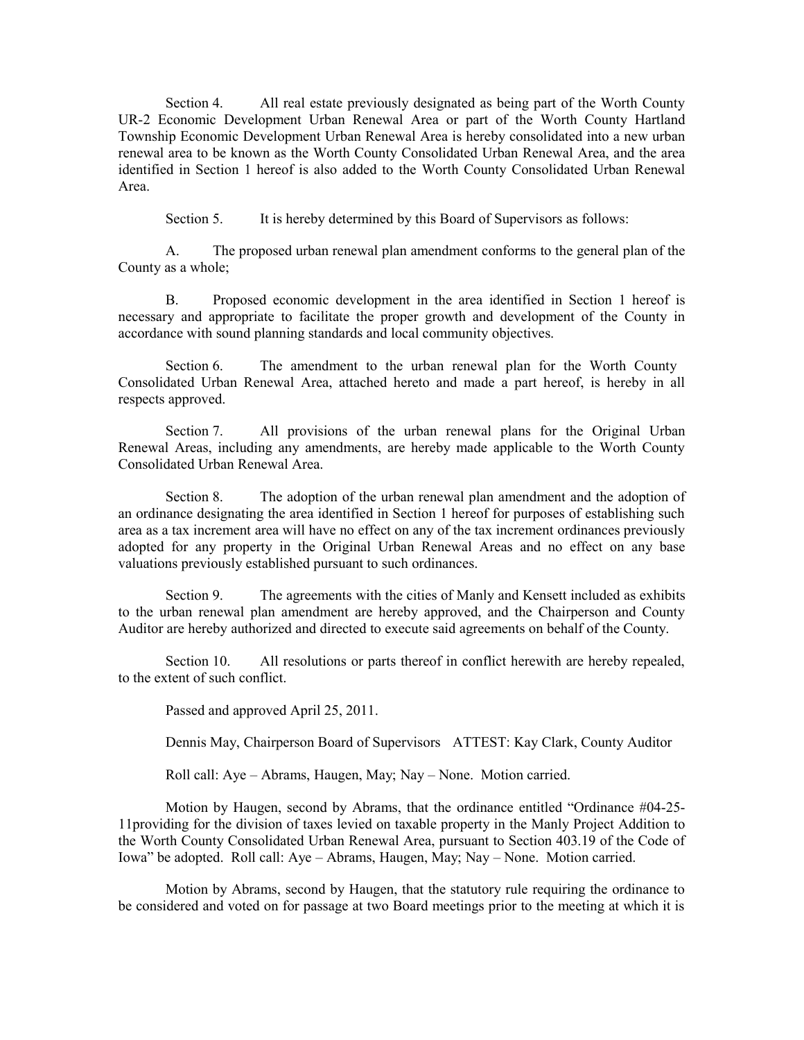Section 4. All real estate previously designated as being part of the Worth County UR-2 Economic Development Urban Renewal Area or part of the Worth County Hartland Township Economic Development Urban Renewal Area is hereby consolidated into a new urban renewal area to be known as the Worth County Consolidated Urban Renewal Area, and the area identified in Section 1 hereof is also added to the Worth County Consolidated Urban Renewal Area.

Section 5. It is hereby determined by this Board of Supervisors as follows:

A. The proposed urban renewal plan amendment conforms to the general plan of the County as a whole;

B. Proposed economic development in the area identified in Section 1 hereof is necessary and appropriate to facilitate the proper growth and development of the County in accordance with sound planning standards and local community objectives.

Section 6. The amendment to the urban renewal plan for the Worth County Consolidated Urban Renewal Area, attached hereto and made a part hereof, is hereby in all respects approved.

Section 7. All provisions of the urban renewal plans for the Original Urban Renewal Areas, including any amendments, are hereby made applicable to the Worth County Consolidated Urban Renewal Area.

Section 8. The adoption of the urban renewal plan amendment and the adoption of an ordinance designating the area identified in Section 1 hereof for purposes of establishing such area as a tax increment area will have no effect on any of the tax increment ordinances previously adopted for any property in the Original Urban Renewal Areas and no effect on any base valuations previously established pursuant to such ordinances.

Section 9. The agreements with the cities of Manly and Kensett included as exhibits to the urban renewal plan amendment are hereby approved, and the Chairperson and County Auditor are hereby authorized and directed to execute said agreements on behalf of the County.

Section 10. All resolutions or parts thereof in conflict herewith are hereby repealed, to the extent of such conflict.

Passed and approved April 25, 2011.

Dennis May, Chairperson Board of Supervisors ATTEST: Kay Clark, County Auditor

Roll call: Aye – Abrams, Haugen, May; Nay – None. Motion carried.

Motion by Haugen, second by Abrams, that the ordinance entitled "Ordinance #04-25-11providing for the division of taxes levied on taxable property in the Manly Project Addition to the Worth County Consolidated Urban Renewal Area, pursuant to Section 403.19 of the Code of Iowa" be adopted. Roll call: Aye – Abrams, Haugen, May; Nay – None. Motion carried.

Motion by Abrams, second by Haugen, that the statutory rule requiring the ordinance to be considered and voted on for passage at two Board meetings prior to the meeting at which it is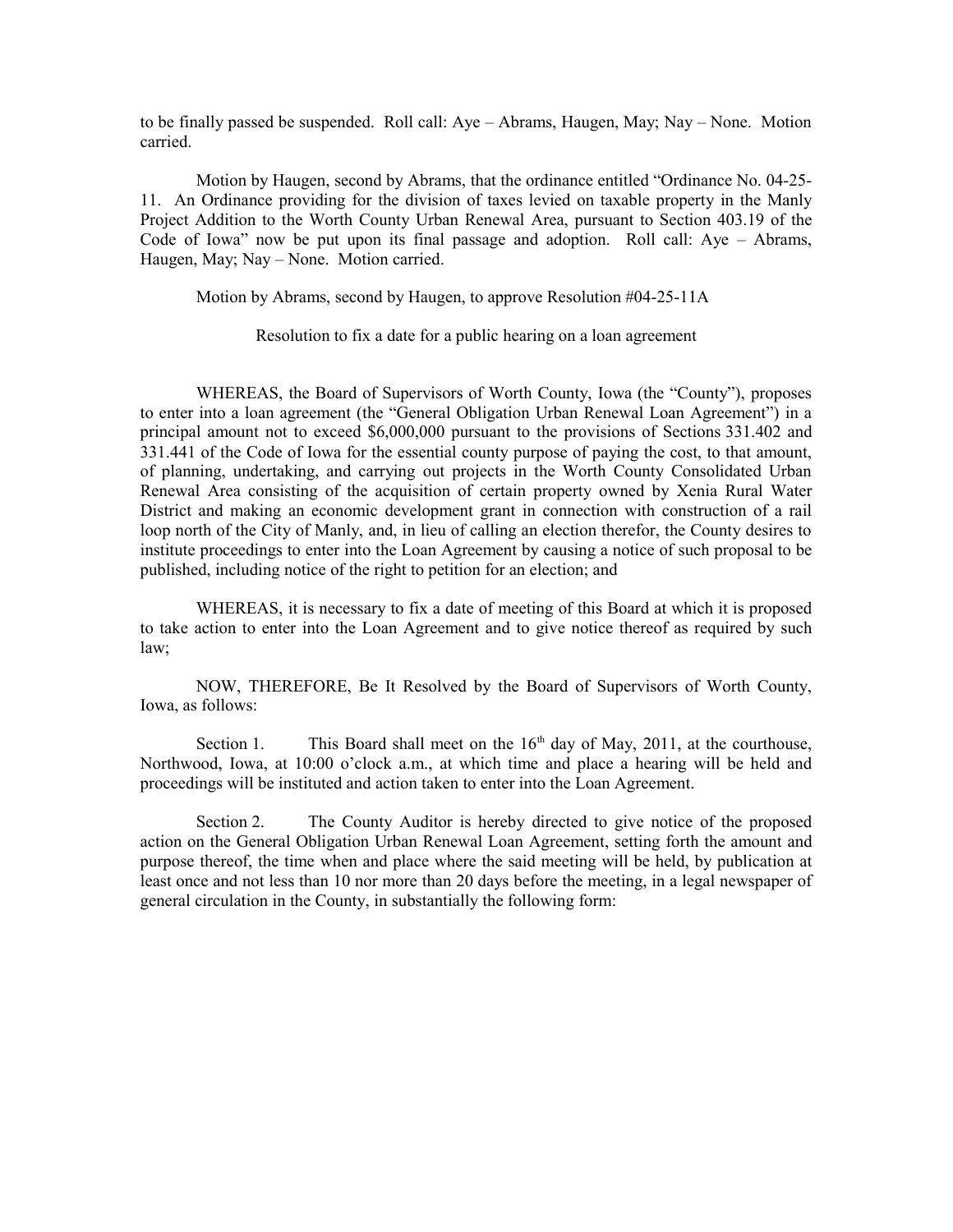to be finally passed be suspended. Roll call: Aye – Abrams, Haugen, May; Nay – None. Motion carried.

Motion by Haugen, second by Abrams, that the ordinance entitled "Ordinance No. 04-25-11. An Ordinance providing for the division of taxes levied on taxable property in the Manly Project Addition to the Worth County Urban Renewal Area, pursuant to Section 403.19 of the Code of Iowa" now be put upon its final passage and adoption. Roll call: Aye – Abrams, Haugen, May; Nay – None. Motion carried.

Motion by Abrams, second by Haugen, to approve Resolution #04-25-11A

Resolution to fix a date for a public hearing on a loan agreement

WHEREAS, the Board of Supervisors of Worth County, Iowa (the "County"), proposes to enter into a loan agreement (the "General Obligation Urban Renewal Loan Agreement") in a principal amount not to exceed $6,000,000 pursuant to the provisions of Sections 331.402 and 331.441 of the Code of Iowa for the essential county purpose of paying the cost, to that amount, of planning, undertaking, and carrying out projects in the Worth County Consolidated Urban Renewal Area consisting of the acquisition of certain property owned by Xenia Rural Water District and making an economic development grant in connection with construction of a rail loop north of the City of Manly, and, in lieu of calling an election therefor, the County desires to institute proceedings to enter into the Loan Agreement by causing a notice of such proposal to be published, including notice of the right to petition for an election; and

WHEREAS, it is necessary to fix a date of meeting of this Board at which it is proposed to take action to enter into the Loan Agreement and to give notice thereof as required by such law;

NOW, THEREFORE, Be It Resolved by the Board of Supervisors of Worth County, Iowa, as follows:

Section 1. This Board shall meet on the 16th day of May, 2011, at the courthouse, Northwood, Iowa, at 10:00 o'clock a.m., at which time and place a hearing will be held and proceedings will be instituted and action taken to enter into the Loan Agreement.

Section 2. The County Auditor is hereby directed to give notice of the proposed action on the General Obligation Urban Renewal Loan Agreement, setting forth the amount and purpose thereof, the time when and place where the said meeting will be held, by publication at least once and not less than 10 nor more than 20 days before the meeting, in a legal newspaper of general circulation in the County, in substantially the following form: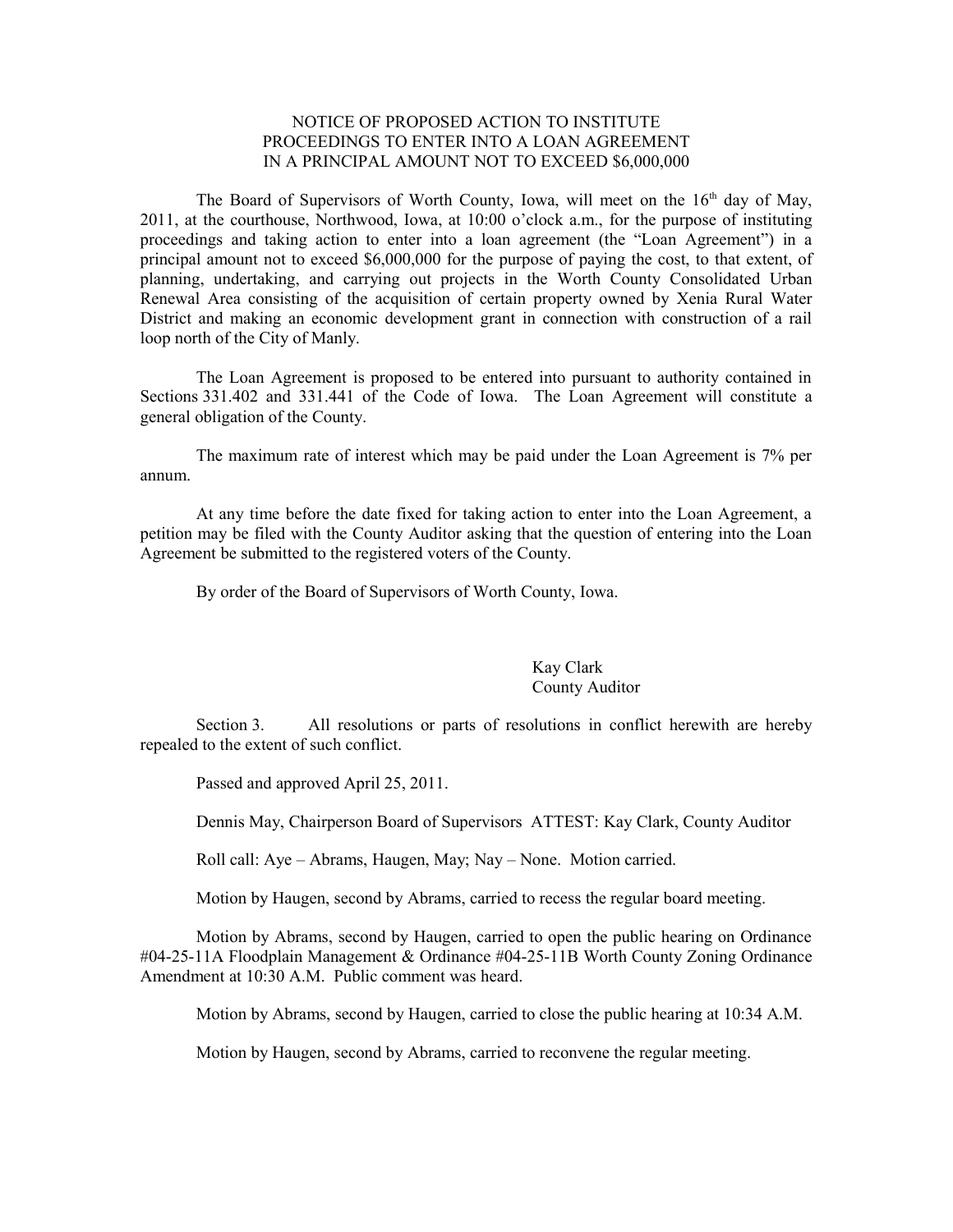NOTICE OF PROPOSED ACTION TO INSTITUTE PROCEEDINGS TO ENTER INTO A LOAN AGREEMENT IN A PRINCIPAL AMOUNT NOT TO EXCEED $6,000,000

The Board of Supervisors of Worth County, Iowa, will meet on the 16th day of May, 2011, at the courthouse, Northwood, Iowa, at 10:00 o'clock a.m., for the purpose of instituting proceedings and taking action to enter into a loan agreement (the "Loan Agreement") in a principal amount not to exceed $6,000,000 for the purpose of paying the cost, to that extent, of planning, undertaking, and carrying out projects in the Worth County Consolidated Urban Renewal Area consisting of the acquisition of certain property owned by Xenia Rural Water District and making an economic development grant in connection with construction of a rail loop north of the City of Manly.

The Loan Agreement is proposed to be entered into pursuant to authority contained in Sections 331.402 and 331.441 of the Code of Iowa. The Loan Agreement will constitute a general obligation of the County.

The maximum rate of interest which may be paid under the Loan Agreement is 7% per annum.

At any time before the date fixed for taking action to enter into the Loan Agreement, a petition may be filed with the County Auditor asking that the question of entering into the Loan Agreement be submitted to the registered voters of the County.

By order of the Board of Supervisors of Worth County, Iowa.

Kay Clark
County Auditor

Section 3. All resolutions or parts of resolutions in conflict herewith are hereby repealed to the extent of such conflict.

Passed and approved April 25, 2011.

Dennis May, Chairperson Board of Supervisors ATTEST: Kay Clark, County Auditor

Roll call: Aye – Abrams, Haugen, May; Nay – None. Motion carried.

Motion by Haugen, second by Abrams, carried to recess the regular board meeting.

Motion by Abrams, second by Haugen, carried to open the public hearing on Ordinance #04-25-11A Floodplain Management & Ordinance #04-25-11B Worth County Zoning Ordinance Amendment at 10:30 A.M. Public comment was heard.

Motion by Abrams, second by Haugen, carried to close the public hearing at 10:34 A.M.

Motion by Haugen, second by Abrams, carried to reconvene the regular meeting.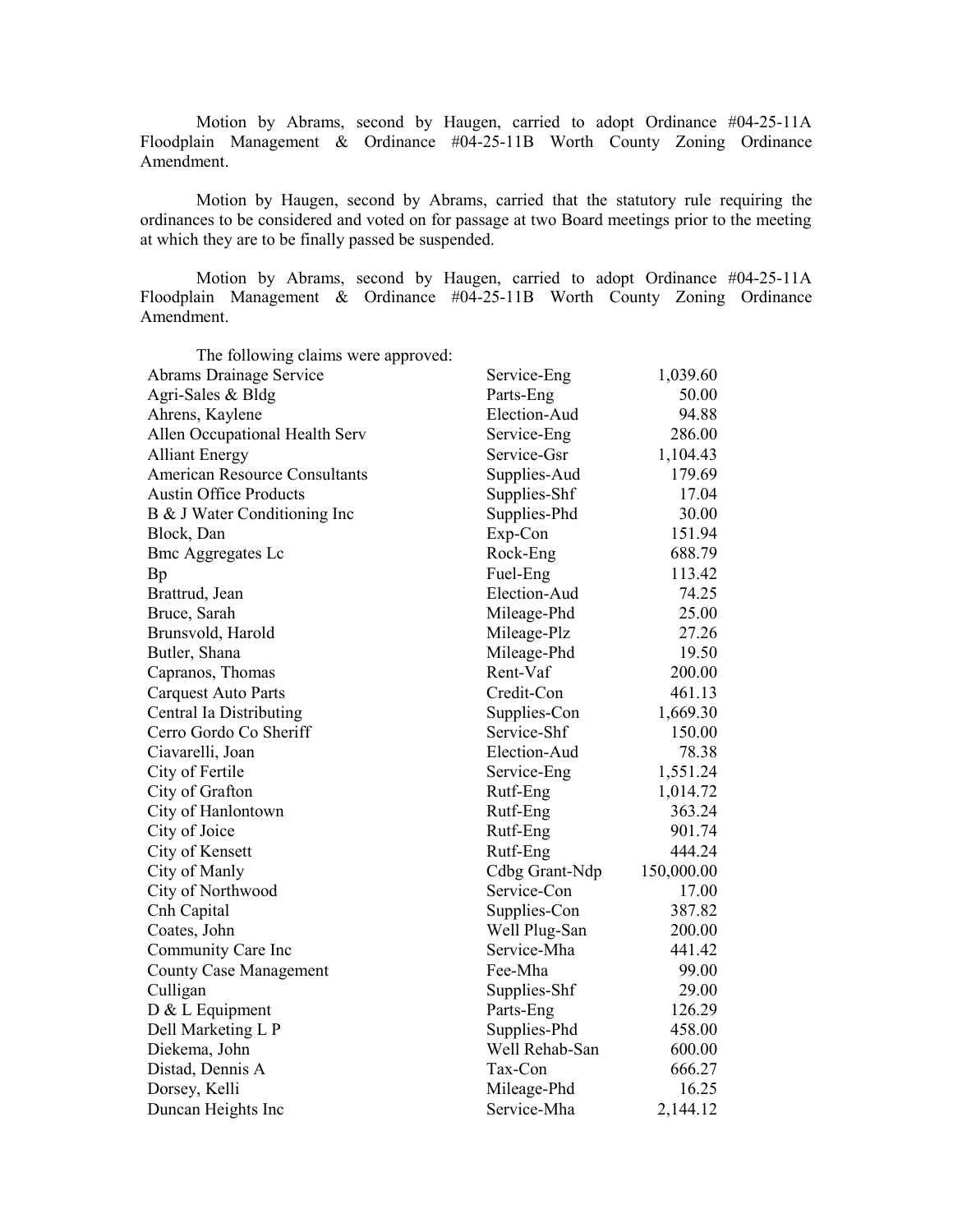Motion by Abrams, second by Haugen, carried to adopt Ordinance #04-25-11A Floodplain Management & Ordinance #04-25-11B Worth County Zoning Ordinance Amendment.

Motion by Haugen, second by Abrams, carried that the statutory rule requiring the ordinances to be considered and voted on for passage at two Board meetings prior to the meeting at which they are to be finally passed be suspended.

Motion by Abrams, second by Haugen, carried to adopt Ordinance #04-25-11A Floodplain Management & Ordinance #04-25-11B Worth County Zoning Ordinance Amendment.

The following claims were approved:

| | | |
|---|---|---|
| Abrams Drainage Service | Service-Eng | 1,039.60 |
| Agri-Sales & Bldg | Parts-Eng | 50.00 |
| Ahrens, Kaylene | Election-Aud | 94.88 |
| Allen Occupational Health Serv | Service-Eng | 286.00 |
| Alliant Energy | Service-Gsr | 1,104.43 |
| American Resource Consultants | Supplies-Aud | 179.69 |
| Austin Office Products | Supplies-Shf | 17.04 |
| B & J Water Conditioning Inc | Supplies-Phd | 30.00 |
| Block, Dan | Exp-Con | 151.94 |
| Bmc Aggregates Lc | Rock-Eng | 688.79 |
| Bp | Fuel-Eng | 113.42 |
| Brattrud, Jean | Election-Aud | 74.25 |
| Bruce, Sarah | Mileage-Phd | 25.00 |
| Brunsvold, Harold | Mileage-Plz | 27.26 |
| Butler, Shana | Mileage-Phd | 19.50 |
| Capranos, Thomas | Rent-Vaf | 200.00 |
| Carquest Auto Parts | Credit-Con | 461.13 |
| Central Ia Distributing | Supplies-Con | 1,669.30 |
| Cerro Gordo Co Sheriff | Service-Shf | 150.00 |
| Ciavarelli, Joan | Election-Aud | 78.38 |
| City of Fertile | Service-Eng | 1,551.24 |
| City of Grafton | Rutf-Eng | 1,014.72 |
| City of Hanlontown | Rutf-Eng | 363.24 |
| City of Joice | Rutf-Eng | 901.74 |
| City of Kensett | Rutf-Eng | 444.24 |
| City of Manly | Cdbg Grant-Ndp | 150,000.00 |
| City of Northwood | Service-Con | 17.00 |
| Cnh Capital | Supplies-Con | 387.82 |
| Coates, John | Well Plug-San | 200.00 |
| Community Care Inc | Service-Mha | 441.42 |
| County Case Management | Fee-Mha | 99.00 |
| Culligan | Supplies-Shf | 29.00 |
| D & L Equipment | Parts-Eng | 126.29 |
| Dell Marketing L P | Supplies-Phd | 458.00 |
| Diekema, John | Well Rehab-San | 600.00 |
| Distad, Dennis A | Tax-Con | 666.27 |
| Dorsey, Kelli | Mileage-Phd | 16.25 |
| Duncan Heights Inc | Service-Mha | 2,144.12 |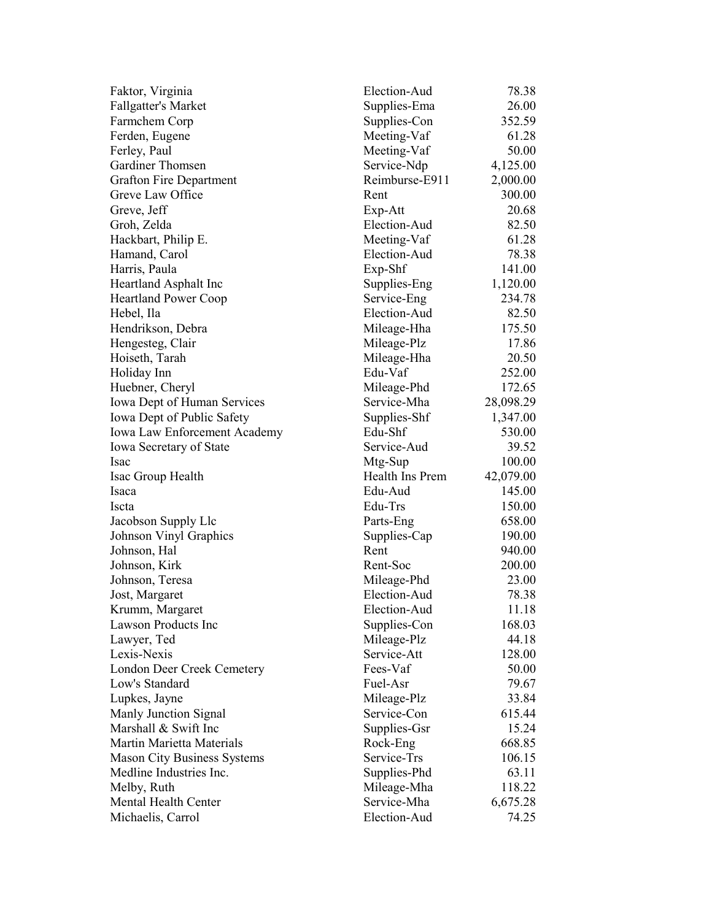| | | |
|---|---|---|
| Faktor, Virginia | Election-Aud | 78.38 |
| Fallgatter's Market | Supplies-Ema | 26.00 |
| Farmchem Corp | Supplies-Con | 352.59 |
| Ferden, Eugene | Meeting-Vaf | 61.28 |
| Ferley, Paul | Meeting-Vaf | 50.00 |
| Gardiner Thomsen | Service-Ndp | 4,125.00 |
| Grafton Fire Department | Reimburse-E911 | 2,000.00 |
| Greve Law Office | Rent | 300.00 |
| Greve, Jeff | Exp-Att | 20.68 |
| Groh, Zelda | Election-Aud | 82.50 |
| Hackbart, Philip E. | Meeting-Vaf | 61.28 |
| Hamand, Carol | Election-Aud | 78.38 |
| Harris, Paula | Exp-Shf | 141.00 |
| Heartland Asphalt Inc | Supplies-Eng | 1,120.00 |
| Heartland Power Coop | Service-Eng | 234.78 |
| Hebel, Ila | Election-Aud | 82.50 |
| Hendrikson, Debra | Mileage-Hha | 175.50 |
| Hengesteg, Clair | Mileage-Plz | 17.86 |
| Hoiseth, Tarah | Mileage-Hha | 20.50 |
| Holiday Inn | Edu-Vaf | 252.00 |
| Huebner, Cheryl | Mileage-Phd | 172.65 |
| Iowa Dept of Human Services | Service-Mha | 28,098.29 |
| Iowa Dept of Public Safety | Supplies-Shf | 1,347.00 |
| Iowa Law Enforcement Academy | Edu-Shf | 530.00 |
| Iowa Secretary of State | Service-Aud | 39.52 |
| Isac | Mtg-Sup | 100.00 |
| Isac Group Health | Health Ins Prem | 42,079.00 |
| Isaca | Edu-Aud | 145.00 |
| Iscta | Edu-Trs | 150.00 |
| Jacobson Supply Llc | Parts-Eng | 658.00 |
| Johnson Vinyl Graphics | Supplies-Cap | 190.00 |
| Johnson, Hal | Rent | 940.00 |
| Johnson, Kirk | Rent-Soc | 200.00 |
| Johnson, Teresa | Mileage-Phd | 23.00 |
| Jost, Margaret | Election-Aud | 78.38 |
| Krumm, Margaret | Election-Aud | 11.18 |
| Lawson Products Inc | Supplies-Con | 168.03 |
| Lawyer, Ted | Mileage-Plz | 44.18 |
| Lexis-Nexis | Service-Att | 128.00 |
| London Deer Creek Cemetery | Fees-Vaf | 50.00 |
| Low's Standard | Fuel-Asr | 79.67 |
| Lupkes, Jayne | Mileage-Plz | 33.84 |
| Manly Junction Signal | Service-Con | 615.44 |
| Marshall & Swift Inc | Supplies-Gsr | 15.24 |
| Martin Marietta Materials | Rock-Eng | 668.85 |
| Mason City Business Systems | Service-Trs | 106.15 |
| Medline Industries Inc. | Supplies-Phd | 63.11 |
| Melby, Ruth | Mileage-Mha | 118.22 |
| Mental Health Center | Service-Mha | 6,675.28 |
| Michaelis, Carrol | Election-Aud | 74.25 |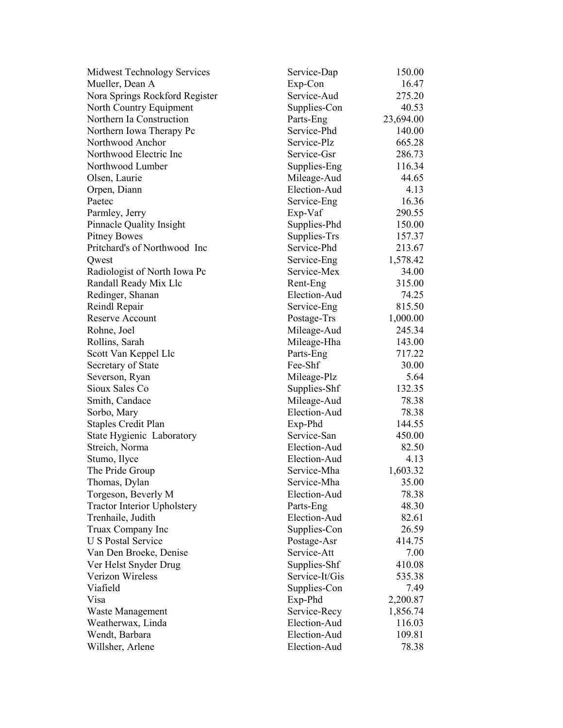| | | |
|---|---|---|
| Midwest Technology Services | Service-Dap | 150.00 |
| Mueller, Dean A | Exp-Con | 16.47 |
| Nora Springs Rockford Register | Service-Aud | 275.20 |
| North Country Equipment | Supplies-Con | 40.53 |
| Northern Ia Construction | Parts-Eng | 23,694.00 |
| Northern Iowa Therapy Pc | Service-Phd | 140.00 |
| Northwood Anchor | Service-Plz | 665.28 |
| Northwood Electric Inc | Service-Gsr | 286.73 |
| Northwood Lumber | Supplies-Eng | 116.34 |
| Olsen, Laurie | Mileage-Aud | 44.65 |
| Orpen, Diann | Election-Aud | 4.13 |
| Paetec | Service-Eng | 16.36 |
| Parmley, Jerry | Exp-Vaf | 290.55 |
| Pinnacle Quality Insight | Supplies-Phd | 150.00 |
| Pitney Bowes | Supplies-Trs | 157.37 |
| Pritchard's of Northwood Inc | Service-Phd | 213.67 |
| Qwest | Service-Eng | 1,578.42 |
| Radiologist of North Iowa Pc | Service-Mex | 34.00 |
| Randall Ready Mix Llc | Rent-Eng | 315.00 |
| Redinger, Shanan | Election-Aud | 74.25 |
| Reindl Repair | Service-Eng | 815.50 |
| Reserve Account | Postage-Trs | 1,000.00 |
| Rohne, Joel | Mileage-Aud | 245.34 |
| Rollins, Sarah | Mileage-Hha | 143.00 |
| Scott Van Keppel Llc | Parts-Eng | 717.22 |
| Secretary of State | Fee-Shf | 30.00 |
| Severson, Ryan | Mileage-Plz | 5.64 |
| Sioux Sales Co | Supplies-Shf | 132.35 |
| Smith, Candace | Mileage-Aud | 78.38 |
| Sorbo, Mary | Election-Aud | 78.38 |
| Staples Credit Plan | Exp-Phd | 144.55 |
| State Hygienic Laboratory | Service-San | 450.00 |
| Streich, Norma | Election-Aud | 82.50 |
| Stumo, Ilyce | Election-Aud | 4.13 |
| The Pride Group | Service-Mha | 1,603.32 |
| Thomas, Dylan | Service-Mha | 35.00 |
| Torgeson, Beverly M | Election-Aud | 78.38 |
| Tractor Interior Upholstery | Parts-Eng | 48.30 |
| Trenhaile, Judith | Election-Aud | 82.61 |
| Truax Company Inc | Supplies-Con | 26.59 |
| U S Postal Service | Postage-Asr | 414.75 |
| Van Den Broeke, Denise | Service-Att | 7.00 |
| Ver Helst Snyder Drug | Supplies-Shf | 410.08 |
| Verizon Wireless | Service-It/Gis | 535.38 |
| Viafield | Supplies-Con | 7.49 |
| Visa | Exp-Phd | 2,200.87 |
| Waste Management | Service-Recy | 1,856.74 |
| Weatherwax, Linda | Election-Aud | 116.03 |
| Wendt, Barbara | Election-Aud | 109.81 |
| Willsher, Arlene | Election-Aud | 78.38 |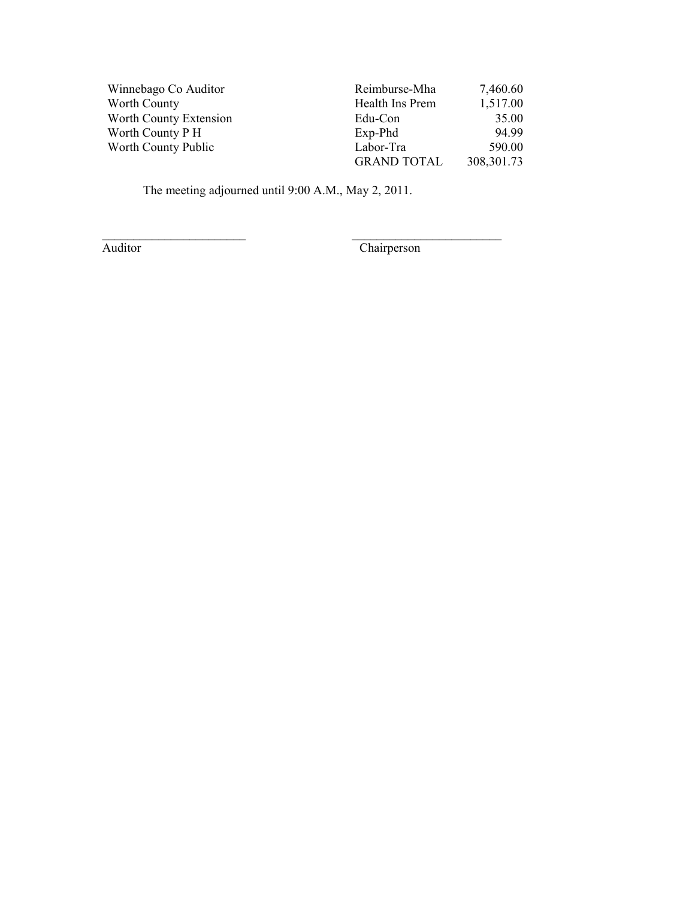| | | |
|---|---|---|
| Winnebago Co Auditor | Reimburse-Mha | 7,460.60 |
| Worth County | Health Ins Prem | 1,517.00 |
| Worth County Extension | Edu-Con | 35.00 |
| Worth County P H | Exp-Phd | 94.99 |
| Worth County Public | Labor-Tra | 590.00 |
| | GRAND TOTAL | 308,301.73 |

The meeting adjourned until 9:00 A.M., May 2, 2011.

______________________ ______________________

Auditor Chairperson